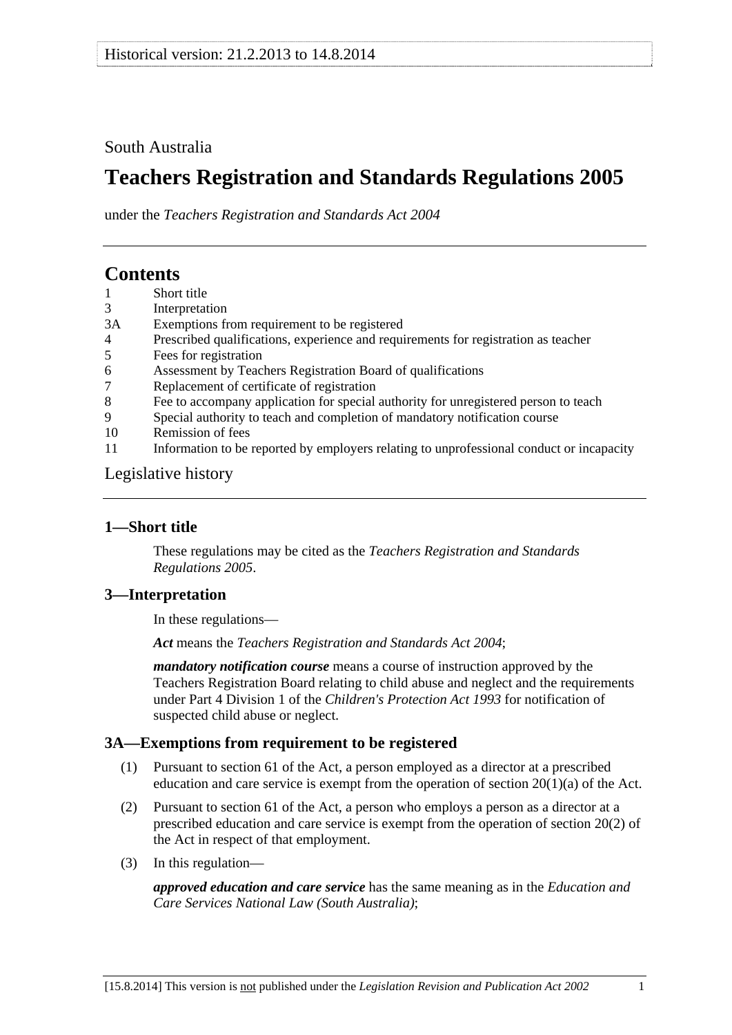Historical version: 21.2.2013 to 14.8.2014

South Australia

# Teachers Registration and Standards Regulations 2005

under the *Teachers Registration and Standards Act 2004*

## Contents

1 Short title
3 Interpretation
3A Exemptions from requirement to be registered
4 Prescribed qualifications, experience and requirements for registration as teacher
5 Fees for registration
6 Assessment by Teachers Registration Board of qualifications
7 Replacement of certificate of registration
8 Fee to accompany application for special authority for unregistered person to teach
9 Special authority to teach and completion of mandatory notification course
10 Remission of fees
11 Information to be reported by employers relating to unprofessional conduct or incapacity

Legislative history

### 1—Short title

These regulations may be cited as the *Teachers Registration and Standards Regulations 2005*.

### 3—Interpretation

In these regulations—

***Act*** means the *Teachers Registration and Standards Act 2004*;

***mandatory notification course*** means a course of instruction approved by the Teachers Registration Board relating to child abuse and neglect and the requirements under Part 4 Division 1 of the *Children's Protection Act 1993* for notification of suspected child abuse or neglect.

### 3A—Exemptions from requirement to be registered

(1) Pursuant to section 61 of the Act, a person employed as a director at a prescribed education and care service is exempt from the operation of section 20(1)(a) of the Act.

(2) Pursuant to section 61 of the Act, a person who employs a person as a director at a prescribed education and care service is exempt from the operation of section 20(2) of the Act in respect of that employment.

(3) In this regulation—

***approved education and care service*** has the same meaning as in the *Education and Care Services National Law (South Australia)*;

[15.8.2014] This version is not published under the *Legislation Revision and Publication Act 2002*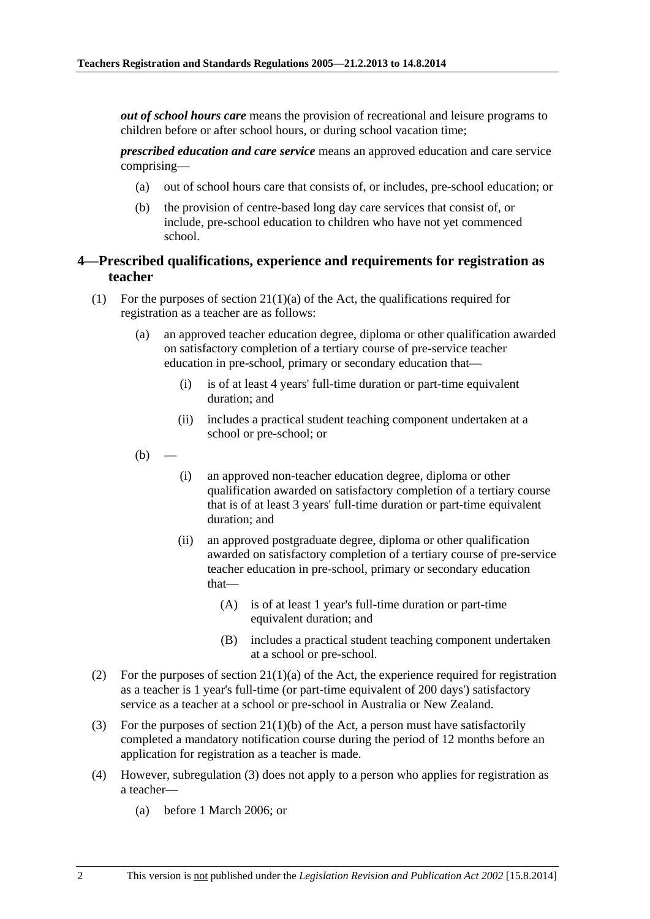***out of school hours care*** means the provision of recreational and leisure programs to children before or after school hours, or during school vacation time;

***prescribed education and care service*** means an approved education and care service comprising—

- (a) out of school hours care that consists of, or includes, pre-school education; or
- (b) the provision of centre-based long day care services that consist of, or include, pre-school education to children who have not yet commenced school.

## 4—Prescribed qualifications, experience and requirements for registration as teacher

(1) For the purposes of section 21(1)(a) of the Act, the qualifications required for registration as a teacher are as follows:

- (a) an approved teacher education degree, diploma or other qualification awarded on satisfactory completion of a tertiary course of pre-service teacher education in pre-school, primary or secondary education that—
  - (i) is of at least 4 years' full-time duration or part-time equivalent duration; and
  - (ii) includes a practical student teaching component undertaken at a school or pre-school; or
- (b) —
  - (i) an approved non-teacher education degree, diploma or other qualification awarded on satisfactory completion of a tertiary course that is of at least 3 years' full-time duration or part-time equivalent duration; and
  - (ii) an approved postgraduate degree, diploma or other qualification awarded on satisfactory completion of a tertiary course of pre-service teacher education in pre-school, primary or secondary education that—
    - (A) is of at least 1 year's full-time duration or part-time equivalent duration; and
    - (B) includes a practical student teaching component undertaken at a school or pre-school.

(2) For the purposes of section 21(1)(a) of the Act, the experience required for registration as a teacher is 1 year's full-time (or part-time equivalent of 200 days') satisfactory service as a teacher at a school or pre-school in Australia or New Zealand.

(3) For the purposes of section 21(1)(b) of the Act, a person must have satisfactorily completed a mandatory notification course during the period of 12 months before an application for registration as a teacher is made.

(4) However, subregulation (3) does not apply to a person who applies for registration as a teacher—

- (a) before 1 March 2006; or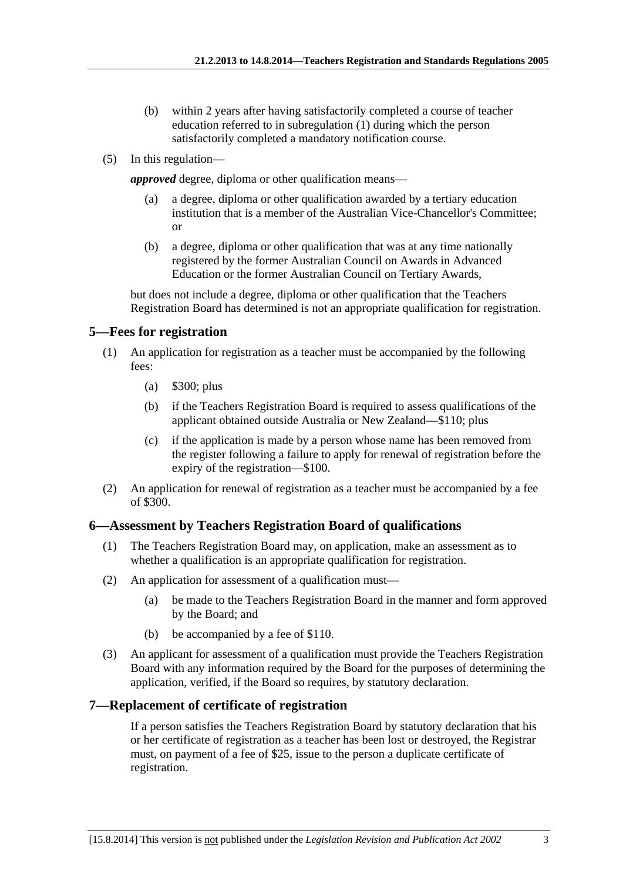(b) within 2 years after having satisfactorily completed a course of teacher education referred to in subregulation (1) during which the person satisfactorily completed a mandatory notification course.

(5) In this regulation—

***approved*** degree, diploma or other qualification means—

(a) a degree, diploma or other qualification awarded by a tertiary education institution that is a member of the Australian Vice-Chancellor's Committee; or

(b) a degree, diploma or other qualification that was at any time nationally registered by the former Australian Council on Awards in Advanced Education or the former Australian Council on Tertiary Awards,

but does not include a degree, diploma or other qualification that the Teachers Registration Board has determined is not an appropriate qualification for registration.

## 5—Fees for registration

(1) An application for registration as a teacher must be accompanied by the following fees:

(a) $300; plus

(b) if the Teachers Registration Board is required to assess qualifications of the applicant obtained outside Australia or New Zealand—$110; plus

(c) if the application is made by a person whose name has been removed from the register following a failure to apply for renewal of registration before the expiry of the registration—$100.

(2) An application for renewal of registration as a teacher must be accompanied by a fee of $300.

## 6—Assessment by Teachers Registration Board of qualifications

(1) The Teachers Registration Board may, on application, make an assessment as to whether a qualification is an appropriate qualification for registration.

(2) An application for assessment of a qualification must—

(a) be made to the Teachers Registration Board in the manner and form approved by the Board; and

(b) be accompanied by a fee of $110.

(3) An applicant for assessment of a qualification must provide the Teachers Registration Board with any information required by the Board for the purposes of determining the application, verified, if the Board so requires, by statutory declaration.

## 7—Replacement of certificate of registration

If a person satisfies the Teachers Registration Board by statutory declaration that his or her certificate of registration as a teacher has been lost or destroyed, the Registrar must, on payment of a fee of $25, issue to the person a duplicate certificate of registration.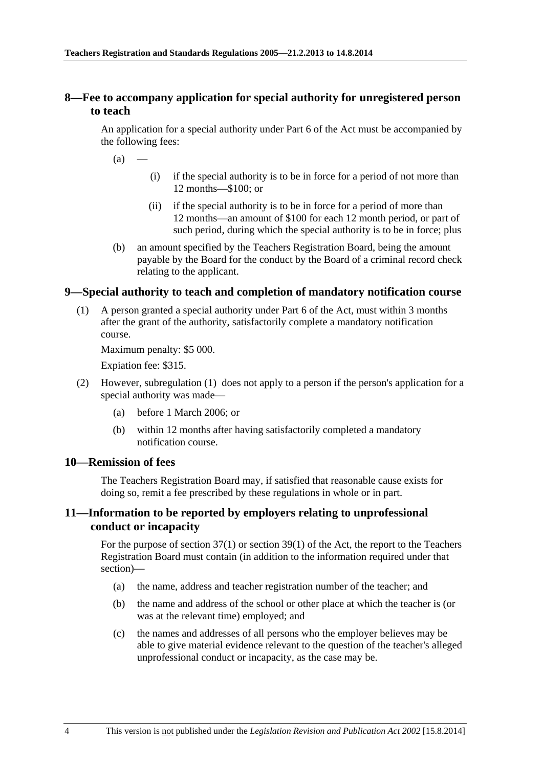## 8—Fee to accompany application for special authority for unregistered person to teach

An application for a special authority under Part 6 of the Act must be accompanied by the following fees:

(a) —

(i) if the special authority is to be in force for a period of not more than 12 months—$100; or

(ii) if the special authority is to be in force for a period of more than 12 months—an amount of $100 for each 12 month period, or part of such period, during which the special authority is to be in force; plus

(b) an amount specified by the Teachers Registration Board, being the amount payable by the Board for the conduct by the Board of a criminal record check relating to the applicant.

## 9—Special authority to teach and completion of mandatory notification course

(1) A person granted a special authority under Part 6 of the Act, must within 3 months after the grant of the authority, satisfactorily complete a mandatory notification course.

Maximum penalty: $5 000.

Expiation fee: $315.

(2) However, subregulation (1) does not apply to a person if the person's application for a special authority was made—

(a) before 1 March 2006; or

(b) within 12 months after having satisfactorily completed a mandatory notification course.

## 10—Remission of fees

The Teachers Registration Board may, if satisfied that reasonable cause exists for doing so, remit a fee prescribed by these regulations in whole or in part.

## 11—Information to be reported by employers relating to unprofessional conduct or incapacity

For the purpose of section 37(1) or section 39(1) of the Act, the report to the Teachers Registration Board must contain (in addition to the information required under that section)—

(a) the name, address and teacher registration number of the teacher; and

(b) the name and address of the school or other place at which the teacher is (or was at the relevant time) employed; and

(c) the names and addresses of all persons who the employer believes may be able to give material evidence relevant to the question of the teacher's alleged unprofessional conduct or incapacity, as the case may be.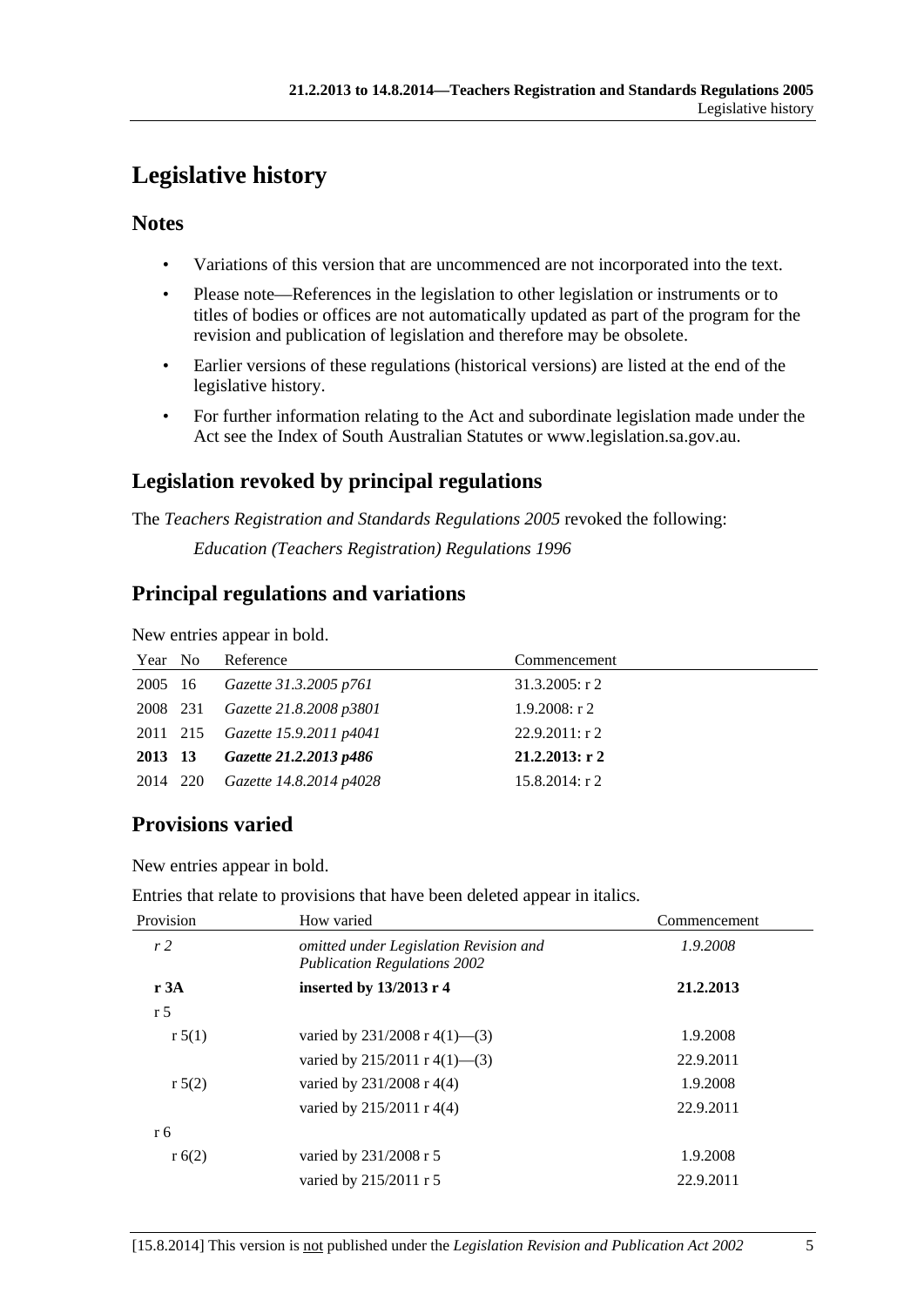# Legislative history

## Notes

- Variations of this version that are uncommenced are not incorporated into the text.
- Please note—References in the legislation to other legislation or instruments or to titles of bodies or offices are not automatically updated as part of the program for the revision and publication of legislation and therefore may be obsolete.
- Earlier versions of these regulations (historical versions) are listed at the end of the legislative history.
- For further information relating to the Act and subordinate legislation made under the Act see the Index of South Australian Statutes or www.legislation.sa.gov.au.

## Legislation revoked by principal regulations

The *Teachers Registration and Standards Regulations 2005* revoked the following:

*Education (Teachers Registration) Regulations 1996*

## Principal regulations and variations

New entries appear in bold.

| Year | No | Reference | Commencement |
|---|---|---|---|
| 2005 | 16 | *Gazette 31.3.2005 p761* | 31.3.2005: r 2 |
| 2008 | 231 | *Gazette 21.8.2008 p3801* | 1.9.2008: r 2 |
| 2011 | 215 | *Gazette 15.9.2011 p4041* | 22.9.2011: r 2 |
| **2013** | **13** | ***Gazette 21.2.2013 p486*** | **21.2.2013: r 2** |
| 2014 | 220 | *Gazette 14.8.2014 p4028* | 15.8.2014: r 2 |

## Provisions varied

New entries appear in bold.

Entries that relate to provisions that have been deleted appear in italics.

| Provision | How varied | Commencement |
|---|---|---|
| *r 2* | *omitted under Legislation Revision and Publication Regulations 2002* | *1.9.2008* |
| **r 3A** | **inserted by 13/2013 r 4** | **21.2.2013** |
| r 5 | | |
| r 5(1) | varied by 231/2008 r 4(1)—(3) | 1.9.2008 |
| | varied by 215/2011 r 4(1)—(3) | 22.9.2011 |
| r 5(2) | varied by 231/2008 r 4(4) | 1.9.2008 |
| | varied by 215/2011 r 4(4) | 22.9.2011 |
| r 6 | | |
| r 6(2) | varied by 231/2008 r 5 | 1.9.2008 |
| | varied by 215/2011 r 5 | 22.9.2011 |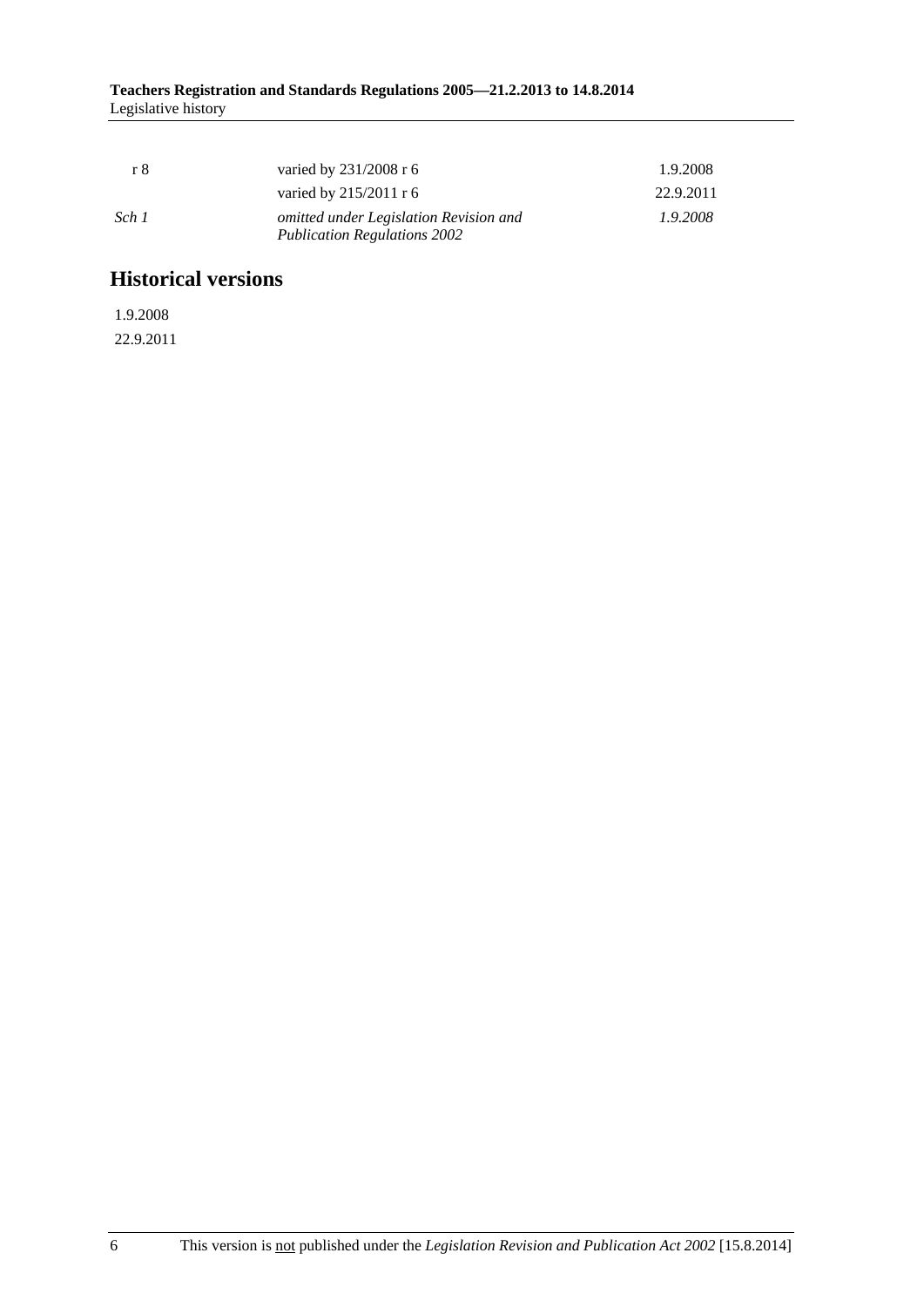| | | |
|---|---|---|
| r 8 | varied by 231/2008 r 6 | 1.9.2008 |
| | varied by 215/2011 r 6 | 22.9.2011 |
| *Sch 1* | *omitted under Legislation Revision and Publication Regulations 2002* | *1.9.2008* |

## Historical versions

1.9.2008

22.9.2011